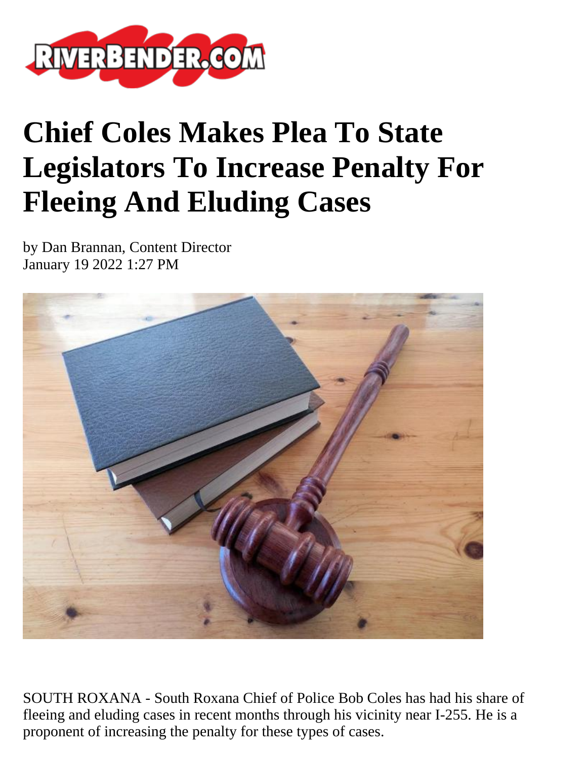# Chief Coles Makes Plea To State Legislators To Increase Penalty For Fleeing And Eluding Cases

by Dan Brannan, Content Director
January 19 2022 1:27 PM

SOUTH ROXANA - South Roxana Chief of Police Bob Coles has had his share of fleeing and eluding cases in recent months through his vicinity near I-255. He is a proponent of increasing the penalty for these types of cases.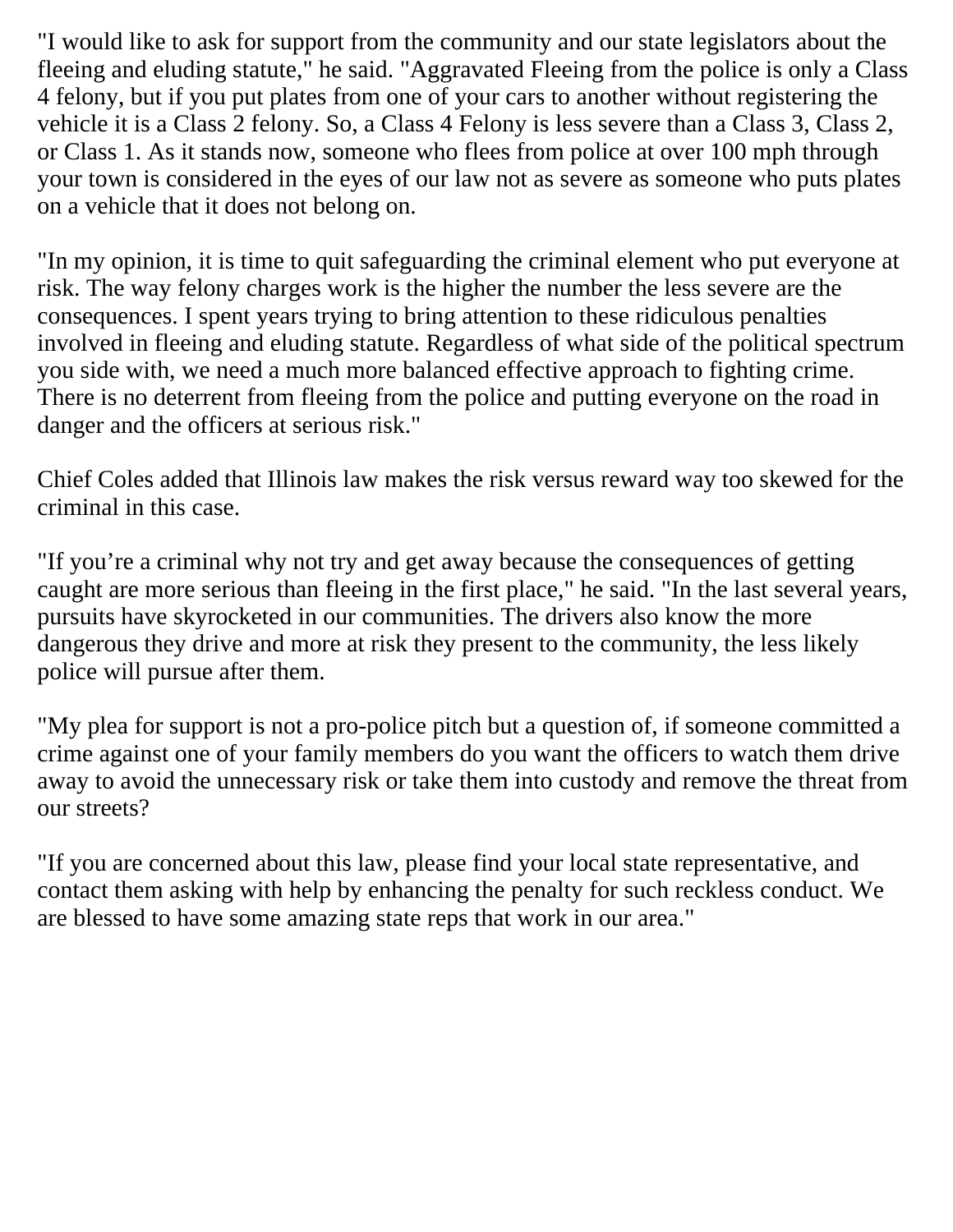"I would like to ask for support from the community and our state legislators about the fleeing and eluding statute," he said. "Aggravated Fleeing from the police is only a Class 4 felony, but if you put plates from one of your cars to another without registering the vehicle it is a Class 2 felony. So, a Class 4 Felony is less severe than a Class 3, Class 2, or Class 1. As it stands now, someone who flees from police at over 100 mph through your town is considered in the eyes of our law not as severe as someone who puts plates on a vehicle that it does not belong on.

"In my opinion, it is time to quit safeguarding the criminal element who put everyone at risk. The way felony charges work is the higher the number the less severe are the consequences. I spent years trying to bring attention to these ridiculous penalties involved in fleeing and eluding statute. Regardless of what side of the political spectrum you side with, we need a much more balanced effective approach to fighting crime. There is no deterrent from fleeing from the police and putting everyone on the road in danger and the officers at serious risk."

Chief Coles added that Illinois law makes the risk versus reward way too skewed for the criminal in this case.

"If you're a criminal why not try and get away because the consequences of getting caught are more serious than fleeing in the first place," he said. "In the last several years, pursuits have skyrocketed in our communities. The drivers also know the more dangerous they drive and more at risk they present to the community, the less likely police will pursue after them.

"My plea for support is not a pro-police pitch but a question of, if someone committed a crime against one of your family members do you want the officers to watch them drive away to avoid the unnecessary risk or take them into custody and remove the threat from our streets?

"If you are concerned about this law, please find your local state representative, and contact them asking with help by enhancing the penalty for such reckless conduct. We are blessed to have some amazing state reps that work in our area."